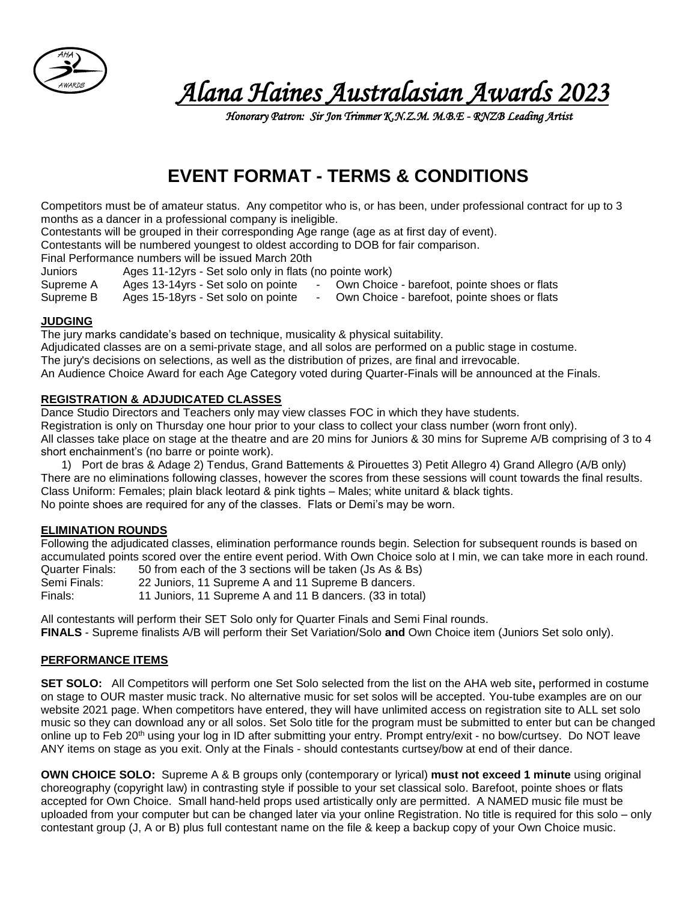# *Alana Haines Australasian Awards 2023*

*Honorary Patron: Sir Jon Trimmer K.N.Z.M. M.B.E - RNZB Leading Artist*

## EVENT FORMAT - TERMS & CONDITIONS

Competitors must be of amateur status. Any competitor who is, or has been, under professional contract for up to 3 months as a dancer in a professional company is ineligible.
Contestants will be grouped in their corresponding Age range (age as at first day of event).
Contestants will be numbered youngest to oldest according to DOB for fair comparison.
Final Performance numbers will be issued March 20th

| | | |
|---|---|---|
| Juniors | Ages 11-12yrs - Set solo only in flats (no pointe work) | |
| Supreme A | Ages 13-14yrs - Set solo on pointe | - Own Choice - barefoot, pointe shoes or flats |
| Supreme B | Ages 15-18yrs - Set solo on pointe | - Own Choice - barefoot, pointe shoes or flats |

### JUDGING

The jury marks candidate's based on technique, musicality & physical suitability.
Adjudicated classes are on a semi-private stage, and all solos are performed on a public stage in costume.
The jury's decisions on selections, as well as the distribution of prizes, are final and irrevocable.
An Audience Choice Award for each Age Category voted during Quarter-Finals will be announced at the Finals.

### REGISTRATION & ADJUDICATED CLASSES

Dance Studio Directors and Teachers only may view classes FOC in which they have students.
Registration is only on Thursday one hour prior to your class to collect your class number (worn front only).
All classes take place on stage at the theatre and are 20 mins for Juniors & 30 mins for Supreme A/B comprising of 3 to 4 short enchainment's (no barre or pointe work).

1) Port de bras & Adage 2) Tendus, Grand Battements & Pirouettes 3) Petit Allegro 4) Grand Allegro (A/B only)

There are no eliminations following classes, however the scores from these sessions will count towards the final results.
Class Uniform: Females; plain black leotard & pink tights – Males; white unitard & black tights.
No pointe shoes are required for any of the classes. Flats or Demi's may be worn.

### ELIMINATION ROUNDS

Following the adjudicated classes, elimination performance rounds begin. Selection for subsequent rounds is based on accumulated points scored over the entire event period. With Own Choice solo at I min, we can take more in each round.

| | |
|---|---|
| Quarter Finals: | 50 from each of the 3 sections will be taken (Js As & Bs) |
| Semi Finals: | 22 Juniors, 11 Supreme A and 11 Supreme B dancers. |
| Finals: | 11 Juniors, 11 Supreme A and 11 B dancers. (33 in total) |

All contestants will perform their SET Solo only for Quarter Finals and Semi Final rounds.
**FINALS** - Supreme finalists A/B will perform their Set Variation/Solo **and** Own Choice item (Juniors Set solo only).

### PERFORMANCE ITEMS

**SET SOLO:** All Competitors will perform one Set Solo selected from the list on the AHA web site**,** performed in costume on stage to OUR master music track. No alternative music for set solos will be accepted. You-tube examples are on our website 2021 page. When competitors have entered, they will have unlimited access on registration site to ALL set solo music so they can download any or all solos. Set Solo title for the program must be submitted to enter but can be changed online up to Feb 20th using your log in ID after submitting your entry. Prompt entry/exit - no bow/curtsey. Do NOT leave ANY items on stage as you exit. Only at the Finals - should contestants curtsey/bow at end of their dance.

**OWN CHOICE SOLO:** Supreme A & B groups only (contemporary or lyrical) **must not exceed 1 minute** using original choreography (copyright law) in contrasting style if possible to your set classical solo. Barefoot, pointe shoes or flats accepted for Own Choice. Small hand-held props used artistically only are permitted. A NAMED music file must be uploaded from your computer but can be changed later via your online Registration. No title is required for this solo – only contestant group (J, A or B) plus full contestant name on the file & keep a backup copy of your Own Choice music.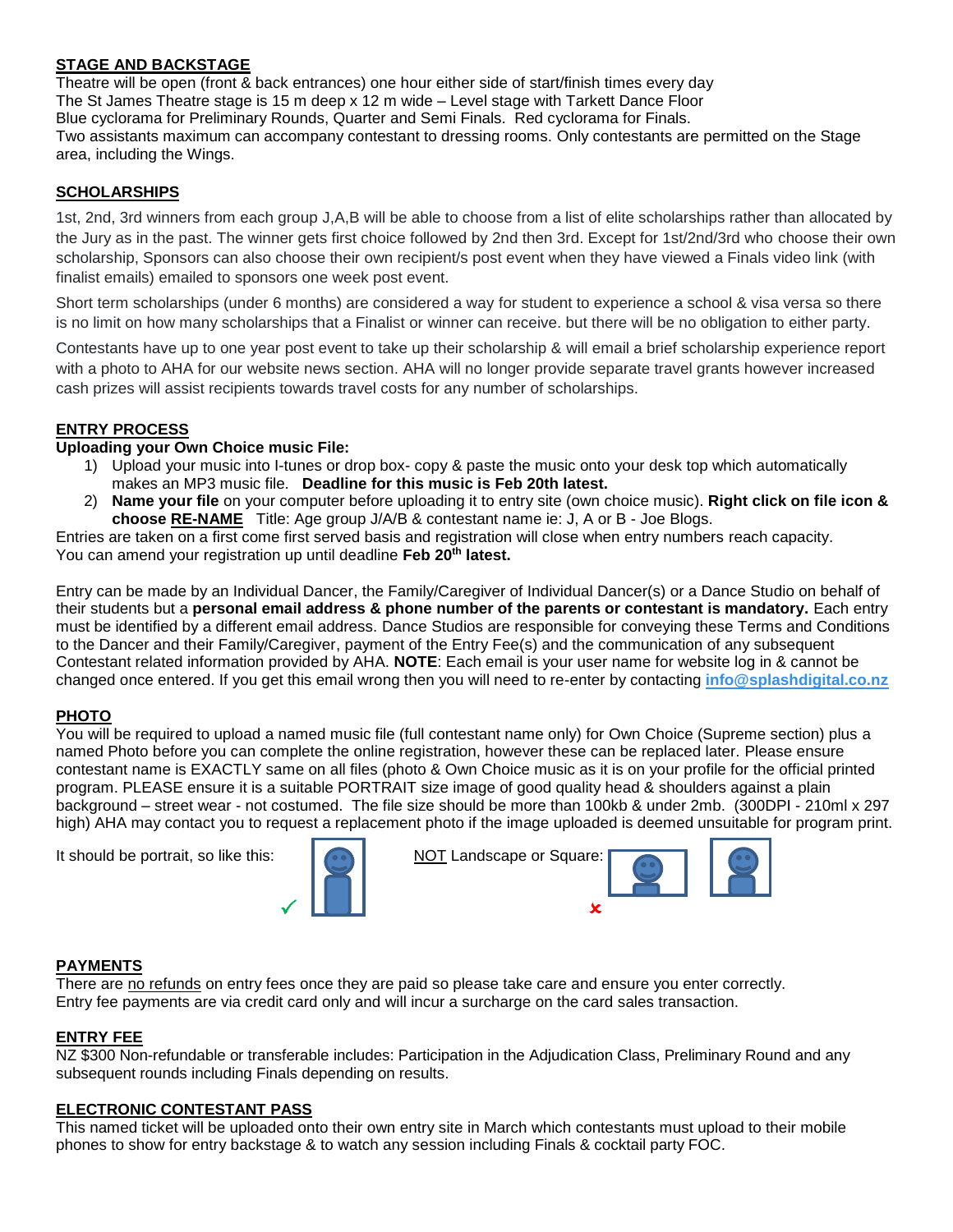## STAGE AND BACKSTAGE

Theatre will be open (front & back entrances) one hour either side of start/finish times every day
The St James Theatre stage is 15 m deep x 12 m wide – Level stage with Tarkett Dance Floor
Blue cyclorama for Preliminary Rounds, Quarter and Semi Finals. Red cyclorama for Finals.
Two assistants maximum can accompany contestant to dressing rooms. Only contestants are permitted on the Stage area, including the Wings.

## SCHOLARSHIPS

1st, 2nd, 3rd winners from each group J,A,B will be able to choose from a list of elite scholarships rather than allocated by the Jury as in the past. The winner gets first choice followed by 2nd then 3rd. Except for 1st/2nd/3rd who choose their own scholarship, Sponsors can also choose their own recipient/s post event when they have viewed a Finals video link (with finalist emails) emailed to sponsors one week post event.

Short term scholarships (under 6 months) are considered a way for student to experience a school & visa versa so there is no limit on how many scholarships that a Finalist or winner can receive. but there will be no obligation to either party.

Contestants have up to one year post event to take up their scholarship & will email a brief scholarship experience report with a photo to AHA for our website news section. AHA will no longer provide separate travel grants however increased cash prizes will assist recipients towards travel costs for any number of scholarships.

## ENTRY PROCESS

**Uploading your Own Choice music File:**

1) Upload your music into I-tunes or drop box- copy & paste the music onto your desk top which automatically makes an MP3 music file. **Deadline for this music is Feb 20th latest.**
2) **Name your file** on your computer before uploading it to entry site (own choice music). **Right click on file icon & choose RE-NAME** Title: Age group J/A/B & contestant name ie: J, A or B - Joe Blogs.

Entries are taken on a first come first served basis and registration will close when entry numbers reach capacity.
You can amend your registration up until deadline **Feb 20th latest.**

Entry can be made by an Individual Dancer, the Family/Caregiver of Individual Dancer(s) or a Dance Studio on behalf of their students but a **personal email address & phone number of the parents or contestant is mandatory.** Each entry must be identified by a different email address. Dance Studios are responsible for conveying these Terms and Conditions to the Dancer and their Family/Caregiver, payment of the Entry Fee(s) and the communication of any subsequent Contestant related information provided by AHA. **NOTE**: Each email is your user name for website log in & cannot be changed once entered. If you get this email wrong then you will need to re-enter by contacting info@splashdigital.co.nz

## PHOTO

You will be required to upload a named music file (full contestant name only) for Own Choice (Supreme section) plus a named Photo before you can complete the online registration, however these can be replaced later. Please ensure contestant name is EXACTLY same on all files (photo & Own Choice music as it is on your profile for the official printed program. PLEASE ensure it is a suitable PORTRAIT size image of good quality head & shoulders against a plain background – street wear - not costumed. The file size should be more than 100kb & under 2mb. (300DPI - 210ml x 297 high) AHA may contact you to request a replacement photo if the image uploaded is deemed unsuitable for program print.

It should be portrait, so like this: ✓ NOT Landscape or Square: ✗

## PAYMENTS

There are no refunds on entry fees once they are paid so please take care and ensure you enter correctly.
Entry fee payments are via credit card only and will incur a surcharge on the card sales transaction.

## ENTRY FEE

NZ $300 Non-refundable or transferable includes: Participation in the Adjudication Class, Preliminary Round and any subsequent rounds including Finals depending on results.

## ELECTRONIC CONTESTANT PASS

This named ticket will be uploaded onto their own entry site in March which contestants must upload to their mobile phones to show for entry backstage & to watch any session including Finals & cocktail party FOC.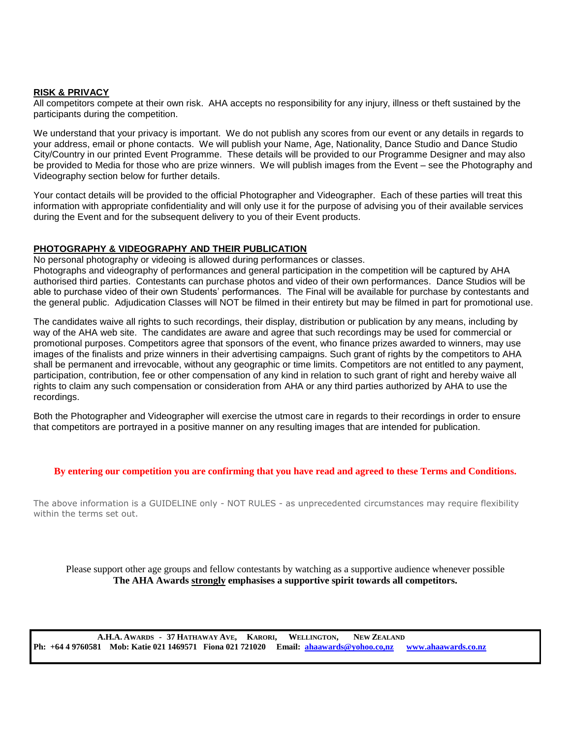## RISK & PRIVACY

All competitors compete at their own risk. AHA accepts no responsibility for any injury, illness or theft sustained by the participants during the competition.

We understand that your privacy is important. We do not publish any scores from our event or any details in regards to your address, email or phone contacts. We will publish your Name, Age, Nationality, Dance Studio and Dance Studio City/Country in our printed Event Programme. These details will be provided to our Programme Designer and may also be provided to Media for those who are prize winners. We will publish images from the Event – see the Photography and Videography section below for further details.

Your contact details will be provided to the official Photographer and Videographer. Each of these parties will treat this information with appropriate confidentiality and will only use it for the purpose of advising you of their available services during the Event and for the subsequent delivery to you of their Event products.

## PHOTOGRAPHY & VIDEOGRAPHY AND THEIR PUBLICATION

No personal photography or videoing is allowed during performances or classes.
Photographs and videography of performances and general participation in the competition will be captured by AHA authorised third parties. Contestants can purchase photos and video of their own performances. Dance Studios will be able to purchase video of their own Students' performances. The Final will be available for purchase by contestants and the general public. Adjudication Classes will NOT be filmed in their entirety but may be filmed in part for promotional use.

The candidates waive all rights to such recordings, their display, distribution or publication by any means, including by way of the AHA web site. The candidates are aware and agree that such recordings may be used for commercial or promotional purposes. Competitors agree that sponsors of the event, who finance prizes awarded to winners, may use images of the finalists and prize winners in their advertising campaigns. Such grant of rights by the competitors to AHA shall be permanent and irrevocable, without any geographic or time limits. Competitors are not entitled to any payment, participation, contribution, fee or other compensation of any kind in relation to such grant of right and hereby waive all rights to claim any such compensation or consideration from AHA or any third parties authorized by AHA to use the recordings.

Both the Photographer and Videographer will exercise the utmost care in regards to their recordings in order to ensure that competitors are portrayed in a positive manner on any resulting images that are intended for publication.

**By entering our competition you are confirming that you have read and agreed to these Terms and Conditions.**

The above information is a GUIDELINE only - NOT RULES - as unprecedented circumstances may require flexibility within the terms set out.

Please support other age groups and fellow contestants by watching as a supportive audience whenever possible
**The AHA Awards strongly emphasises a supportive spirit towards all competitors.**

**A.H.A. AWARDS - 37 HATHAWAY AVE, KARORI, WELLINGTON, NEW ZEALAND**
**Ph: +64 4 9760581 Mob: Katie 021 1469571 Fiona 021 721020 Email: ahaawards@yohoo.co,nz www.ahaawards.co.nz**